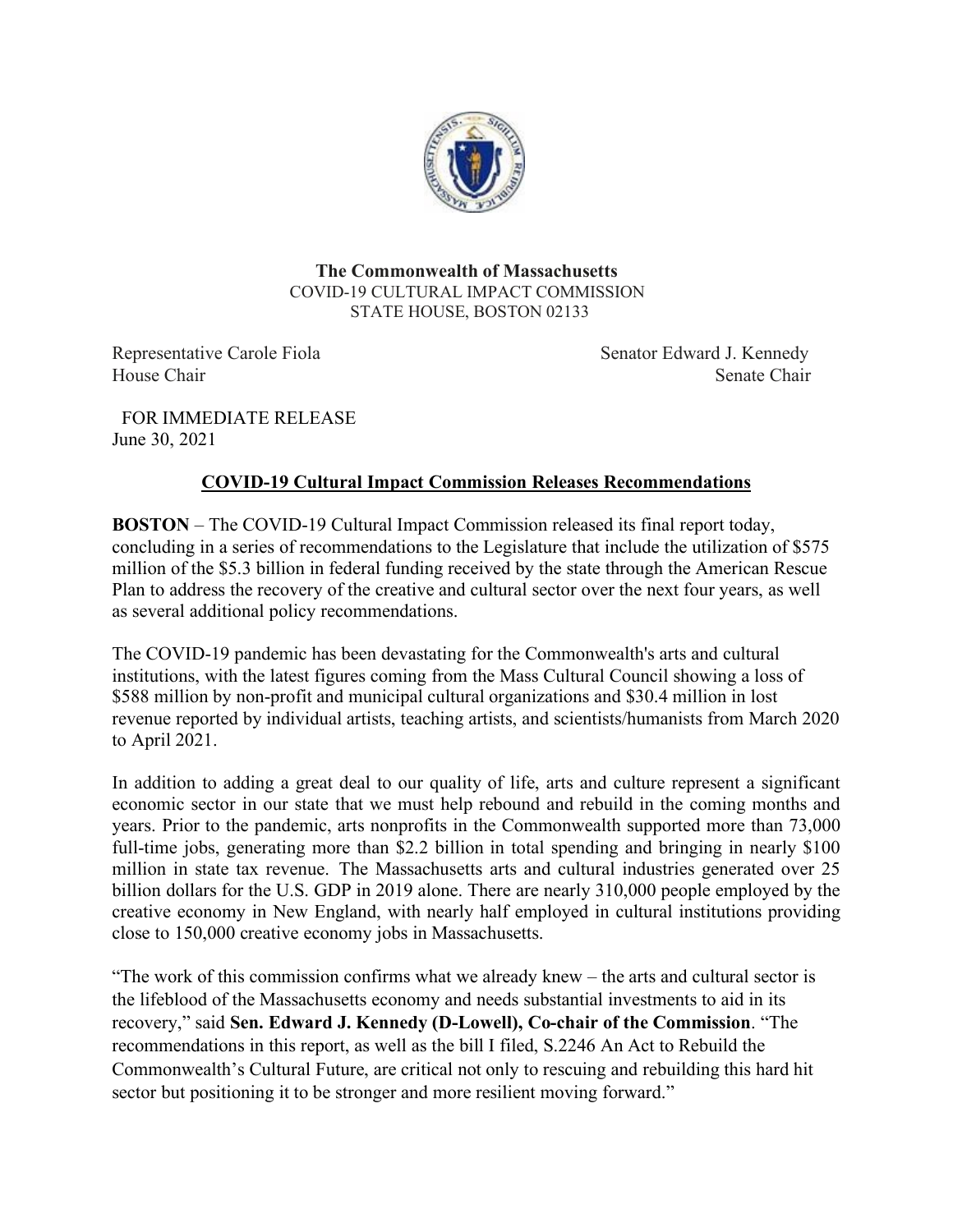**The Commonwealth of Massachusetts**
COVID-19 CULTURAL IMPACT COMMISSION
STATE HOUSE, BOSTON 02133

Representative Carole Fiola
House Chair

Senator Edward J. Kennedy
Senate Chair

FOR IMMEDIATE RELEASE
June 30, 2021

## COVID-19 Cultural Impact Commission Releases Recommendations

**BOSTON** – The COVID-19 Cultural Impact Commission released its final report today, concluding in a series of recommendations to the Legislature that include the utilization of $575 million of the $5.3 billion in federal funding received by the state through the American Rescue Plan to address the recovery of the creative and cultural sector over the next four years, as well as several additional policy recommendations.

The COVID-19 pandemic has been devastating for the Commonwealth's arts and cultural institutions, with the latest figures coming from the Mass Cultural Council showing a loss of $588 million by non-profit and municipal cultural organizations and $30.4 million in lost revenue reported by individual artists, teaching artists, and scientists/humanists from March 2020 to April 2021.

In addition to adding a great deal to our quality of life, arts and culture represent a significant economic sector in our state that we must help rebound and rebuild in the coming months and years. Prior to the pandemic, arts nonprofits in the Commonwealth supported more than 73,000 full-time jobs, generating more than $2.2 billion in total spending and bringing in nearly $100 million in state tax revenue. The Massachusetts arts and cultural industries generated over 25 billion dollars for the U.S. GDP in 2019 alone. There are nearly 310,000 people employed by the creative economy in New England, with nearly half employed in cultural institutions providing close to 150,000 creative economy jobs in Massachusetts.

"The work of this commission confirms what we already knew – the arts and cultural sector is the lifeblood of the Massachusetts economy and needs substantial investments to aid in its recovery," said **Sen. Edward J. Kennedy (D-Lowell), Co-chair of the Commission**. "The recommendations in this report, as well as the bill I filed, S.2246 An Act to Rebuild the Commonwealth's Cultural Future, are critical not only to rescuing and rebuilding this hard hit sector but positioning it to be stronger and more resilient moving forward."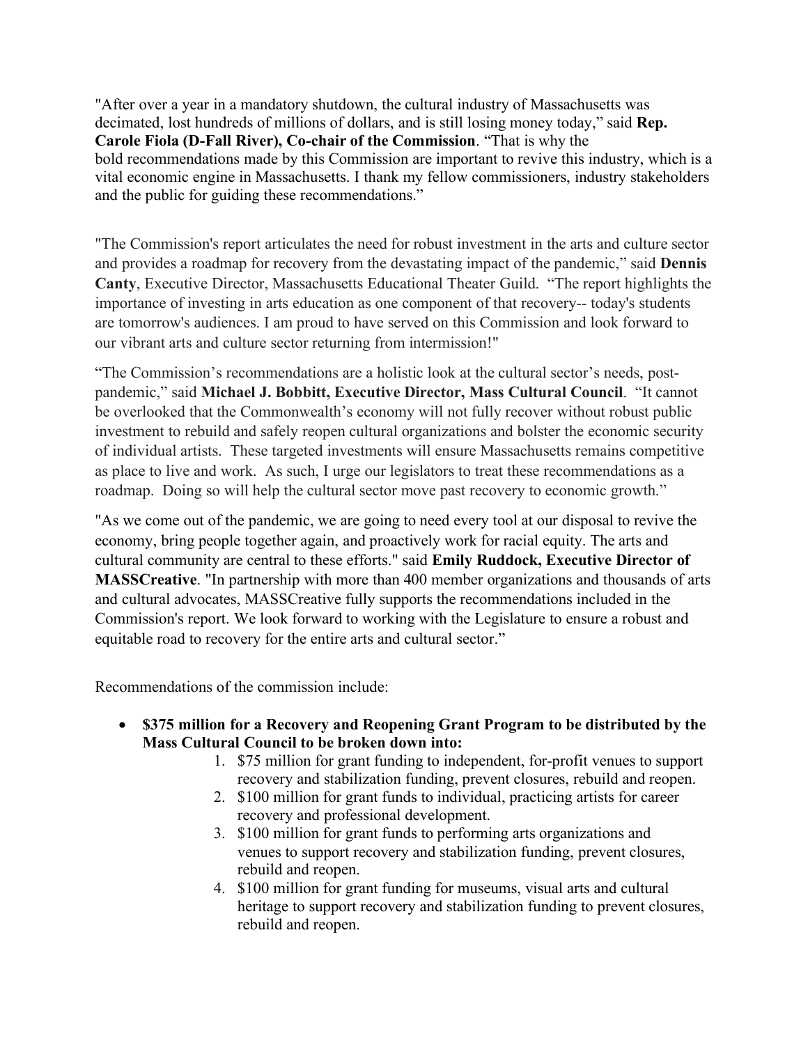"After over a year in a mandatory shutdown, the cultural industry of Massachusetts was decimated, lost hundreds of millions of dollars, and is still losing money today," said **Rep. Carole Fiola (D-Fall River), Co-chair of the Commission**. "That is why the bold recommendations made by this Commission are important to revive this industry, which is a vital economic engine in Massachusetts. I thank my fellow commissioners, industry stakeholders and the public for guiding these recommendations."

"The Commission's report articulates the need for robust investment in the arts and culture sector and provides a roadmap for recovery from the devastating impact of the pandemic," said **Dennis Canty**, Executive Director, Massachusetts Educational Theater Guild. "The report highlights the importance of investing in arts education as one component of that recovery-- today's students are tomorrow's audiences. I am proud to have served on this Commission and look forward to our vibrant arts and culture sector returning from intermission!"

"The Commission's recommendations are a holistic look at the cultural sector's needs, post-pandemic," said **Michael J. Bobbitt, Executive Director, Mass Cultural Council**. "It cannot be overlooked that the Commonwealth's economy will not fully recover without robust public investment to rebuild and safely reopen cultural organizations and bolster the economic security of individual artists. These targeted investments will ensure Massachusetts remains competitive as place to live and work. As such, I urge our legislators to treat these recommendations as a roadmap. Doing so will help the cultural sector move past recovery to economic growth."

"As we come out of the pandemic, we are going to need every tool at our disposal to revive the economy, bring people together again, and proactively work for racial equity. The arts and cultural community are central to these efforts." said **Emily Ruddock, Executive Director of MASSCreative**. "In partnership with more than 400 member organizations and thousands of arts and cultural advocates, MASSCreative fully supports the recommendations included in the Commission's report. We look forward to working with the Legislature to ensure a robust and equitable road to recovery for the entire arts and cultural sector."

Recommendations of the commission include:

- **$375 million for a Recovery and Reopening Grant Program to be distributed by the Mass Cultural Council to be broken down into:**
    1. $75 million for grant funding to independent, for-profit venues to support recovery and stabilization funding, prevent closures, rebuild and reopen.
    2. $100 million for grant funds to individual, practicing artists for career recovery and professional development.
    3. $100 million for grant funds to performing arts organizations and venues to support recovery and stabilization funding, prevent closures, rebuild and reopen.
    4. $100 million for grant funding for museums, visual arts and cultural heritage to support recovery and stabilization funding to prevent closures, rebuild and reopen.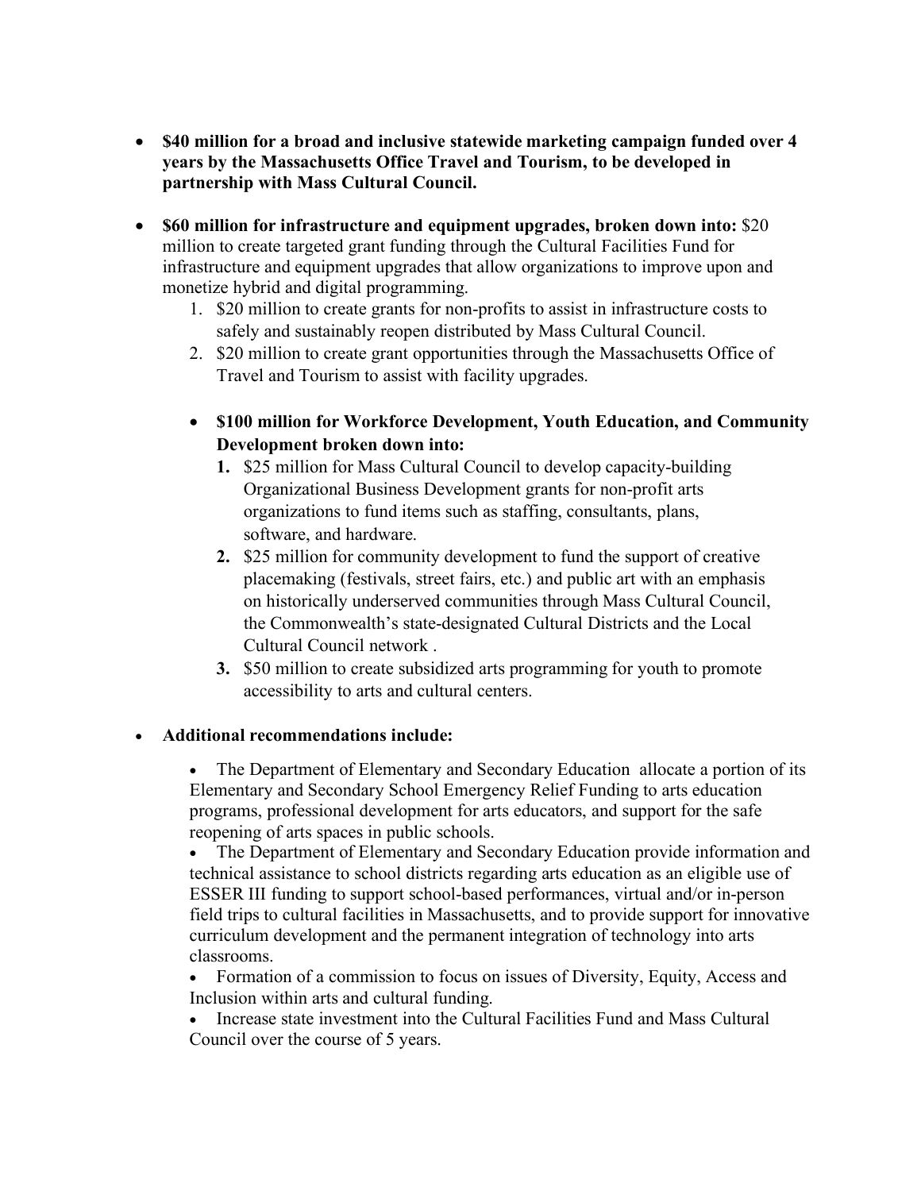- **$40 million for a broad and inclusive statewide marketing campaign funded over 4 years by the Massachusetts Office Travel and Tourism, to be developed in partnership with Mass Cultural Council.**

- **$60 million for infrastructure and equipment upgrades, broken down into:** $20 million to create targeted grant funding through the Cultural Facilities Fund for infrastructure and equipment upgrades that allow organizations to improve upon and monetize hybrid and digital programming.
  1. $20 million to create grants for non-profits to assist in infrastructure costs to safely and sustainably reopen distributed by Mass Cultural Council.
  2. $20 million to create grant opportunities through the Massachusetts Office of Travel and Tourism to assist with facility upgrades.

  - **$100 million for Workforce Development, Youth Education, and Community Development broken down into:**
    1. $25 million for Mass Cultural Council to develop capacity-building Organizational Business Development grants for non-profit arts organizations to fund items such as staffing, consultants, plans, software, and hardware.
    2. $25 million for community development to fund the support of creative placemaking (festivals, street fairs, etc.) and public art with an emphasis on historically underserved communities through Mass Cultural Council, the Commonwealth's state-designated Cultural Districts and the Local Cultural Council network .
    3. $50 million to create subsidized arts programming for youth to promote accessibility to arts and cultural centers.

- **Additional recommendations include:**
  - The Department of Elementary and Secondary Education allocate a portion of its Elementary and Secondary School Emergency Relief Funding to arts education programs, professional development for arts educators, and support for the safe reopening of arts spaces in public schools.
  - The Department of Elementary and Secondary Education provide information and technical assistance to school districts regarding arts education as an eligible use of ESSER III funding to support school-based performances, virtual and/or in-person field trips to cultural facilities in Massachusetts, and to provide support for innovative curriculum development and the permanent integration of technology into arts classrooms.
  - Formation of a commission to focus on issues of Diversity, Equity, Access and Inclusion within arts and cultural funding.
  - Increase state investment into the Cultural Facilities Fund and Mass Cultural Council over the course of 5 years.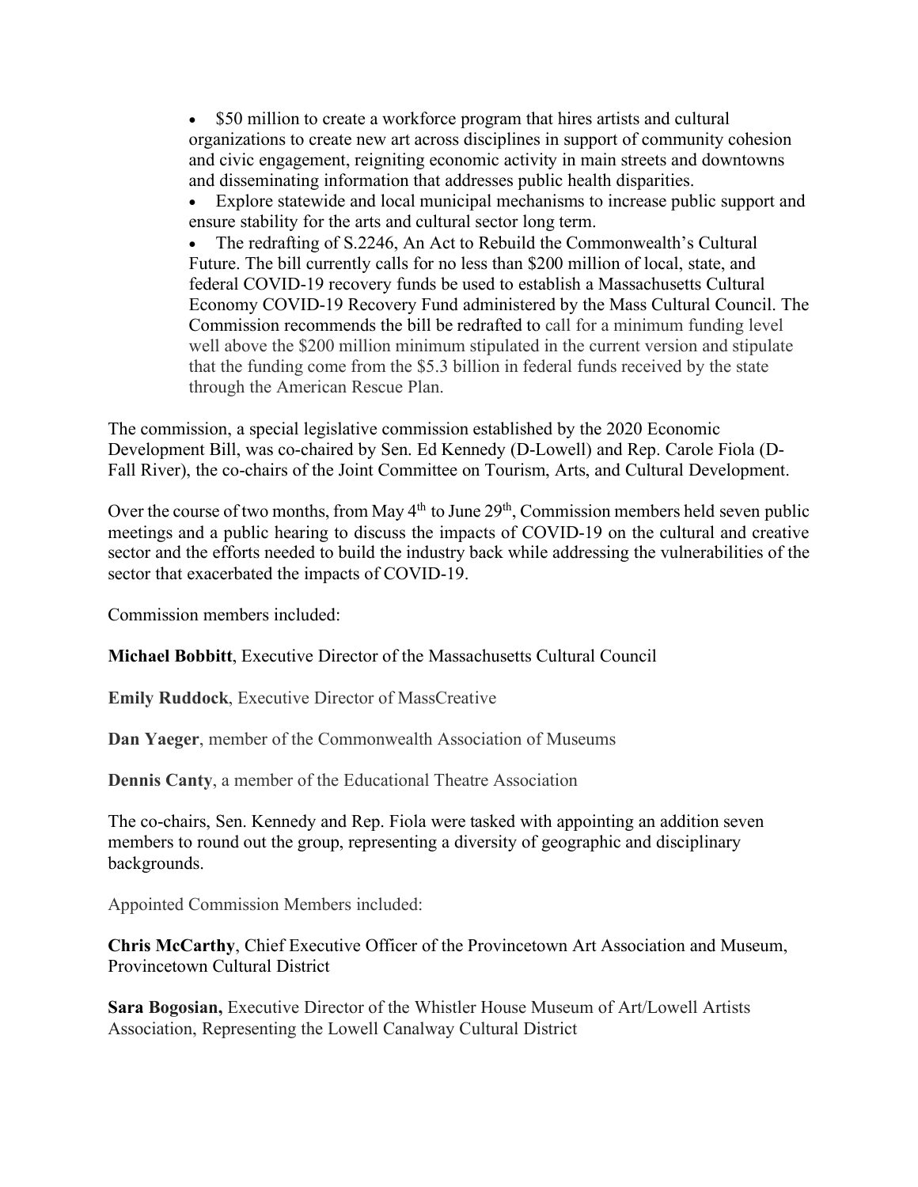- $50 million to create a workforce program that hires artists and cultural organizations to create new art across disciplines in support of community cohesion and civic engagement, reigniting economic activity in main streets and downtowns and disseminating information that addresses public health disparities.
- Explore statewide and local municipal mechanisms to increase public support and ensure stability for the arts and cultural sector long term.
- The redrafting of S.2246, An Act to Rebuild the Commonwealth's Cultural Future. The bill currently calls for no less than $200 million of local, state, and federal COVID-19 recovery funds be used to establish a Massachusetts Cultural Economy COVID-19 Recovery Fund administered by the Mass Cultural Council. The Commission recommends the bill be redrafted to call for a minimum funding level well above the $200 million minimum stipulated in the current version and stipulate that the funding come from the $5.3 billion in federal funds received by the state through the American Rescue Plan.

The commission, a special legislative commission established by the 2020 Economic Development Bill, was co-chaired by Sen. Ed Kennedy (D-Lowell) and Rep. Carole Fiola (D-Fall River), the co-chairs of the Joint Committee on Tourism, Arts, and Cultural Development.

Over the course of two months, from May 4th to June 29th, Commission members held seven public meetings and a public hearing to discuss the impacts of COVID-19 on the cultural and creative sector and the efforts needed to build the industry back while addressing the vulnerabilities of the sector that exacerbated the impacts of COVID-19.

Commission members included:

**Michael Bobbitt**, Executive Director of the Massachusetts Cultural Council

**Emily Ruddock**, Executive Director of MassCreative

**Dan Yaeger**, member of the Commonwealth Association of Museums

**Dennis Canty**, a member of the Educational Theatre Association

The co-chairs, Sen. Kennedy and Rep. Fiola were tasked with appointing an addition seven members to round out the group, representing a diversity of geographic and disciplinary backgrounds.

Appointed Commission Members included:

**Chris McCarthy**, Chief Executive Officer of the Provincetown Art Association and Museum, Provincetown Cultural District

**Sara Bogosian,** Executive Director of the Whistler House Museum of Art/Lowell Artists Association, Representing the Lowell Canalway Cultural District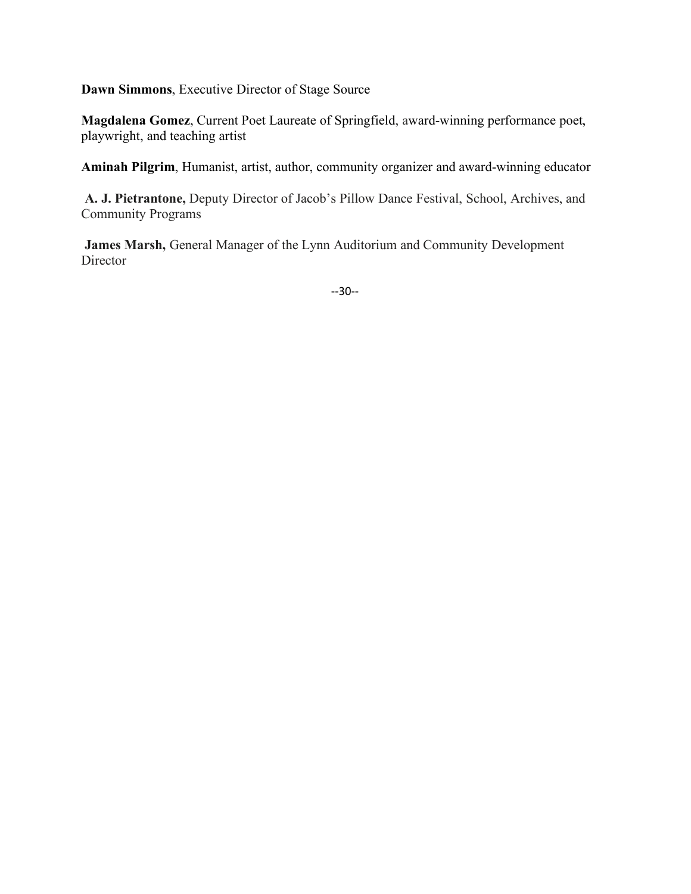**Dawn Simmons**, Executive Director of Stage Source

**Magdalena Gomez**, Current Poet Laureate of Springfield, award-winning performance poet, playwright, and teaching artist

**Aminah Pilgrim**, Humanist, artist, author, community organizer and award-winning educator

**A. J. Pietrantone,** Deputy Director of Jacob's Pillow Dance Festival, School, Archives, and Community Programs

**James Marsh,** General Manager of the Lynn Auditorium and Community Development Director

--30--